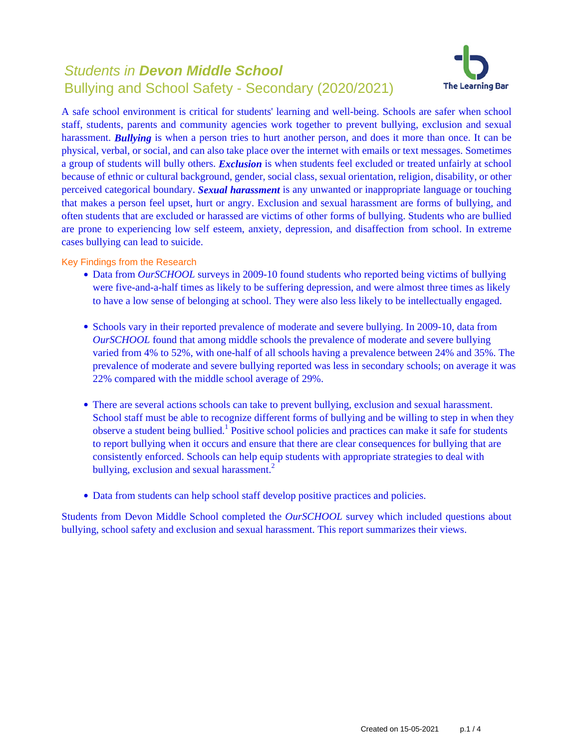# *Students in* ***Devon Middle School***

## Bullying and School Safety - Secondary (2020/2021)

A safe school environment is critical for students' learning and well-being. Schools are safer when school staff, students, parents and community agencies work together to prevent bullying, exclusion and sexual harassment. ***Bullying*** is when a person tries to hurt another person, and does it more than once. It can be physical, verbal, or social, and can also take place over the internet with emails or text messages. Sometimes a group of students will bully others. ***Exclusion*** is when students feel excluded or treated unfairly at school because of ethnic or cultural background, gender, social class, sexual orientation, religion, disability, or other perceived categorical boundary. ***Sexual harassment*** is any unwanted or inappropriate language or touching that makes a person feel upset, hurt or angry. Exclusion and sexual harassment are forms of bullying, and often students that are excluded or harassed are victims of other forms of bullying. Students who are bullied are prone to experiencing low self esteem, anxiety, depression, and disaffection from school. In extreme cases bullying can lead to suicide.

### Key Findings from the Research

- Data from *OurSCHOOL* surveys in 2009-10 found students who reported being victims of bullying were five-and-a-half times as likely to be suffering depression, and were almost three times as likely to have a low sense of belonging at school. They were also less likely to be intellectually engaged.

- Schools vary in their reported prevalence of moderate and severe bullying. In 2009-10, data from *OurSCHOOL* found that among middle schools the prevalence of moderate and severe bullying varied from 4% to 52%, with one-half of all schools having a prevalence between 24% and 35%. The prevalence of moderate and severe bullying reported was less in secondary schools; on average it was 22% compared with the middle school average of 29%.

- There are several actions schools can take to prevent bullying, exclusion and sexual harassment. School staff must be able to recognize different forms of bullying and be willing to step in when they observe a student being bullied.[1] Positive school policies and practices can make it safe for students to report bullying when it occurs and ensure that there are clear consequences for bullying that are consistently enforced. Schools can help equip students with appropriate strategies to deal with bullying, exclusion and sexual harassment.[2]

- Data from students can help school staff develop positive practices and policies.

Students from Devon Middle School completed the *OurSCHOOL* survey which included questions about bullying, school safety and exclusion and sexual harassment. This report summarizes their views.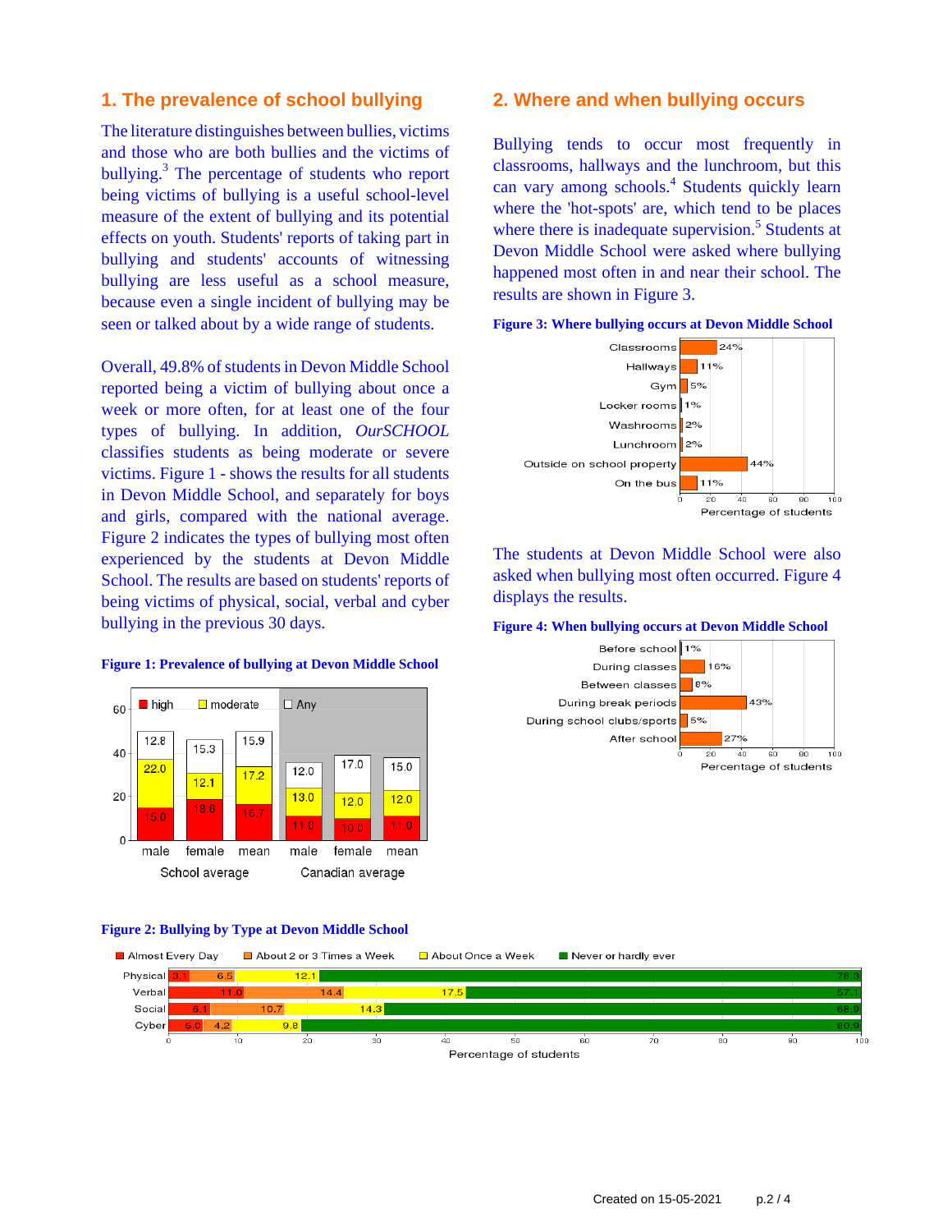## 1. The prevalence of school bullying

The literature distinguishes between bullies, victims and those who are both bullies and the victims of bullying.[3] The percentage of students who report being victims of bullying is a useful school-level measure of the extent of bullying and its potential effects on youth. Students' reports of taking part in bullying and students' accounts of witnessing bullying are less useful as a school measure, because even a single incident of bullying may be seen or talked about by a wide range of students.

Overall, 49.8% of students in Devon Middle School reported being a victim of bullying about once a week or more often, for at least one of the four types of bullying. In addition, *OurSCHOOL* classifies students as being moderate or severe victims. Figure 1 - shows the results for all students in Devon Middle School, and separately for boys and girls, compared with the national average. Figure 2 indicates the types of bullying most often experienced by the students at Devon Middle School. The results are based on students' reports of being victims of physical, social, verbal and cyber bullying in the previous 30 days.

**Figure 1: Prevalence of bullying at Devon Middle School**

| | School average | | | Canadian average | | |
|---|---|---|---|---|---|---|
| | male | female | mean | male | female | mean |
| high | 15.0 | 18.6 | 16.7 | 11.0 | 10.0 | 11.0 |
| moderate | 22.0 | 12.1 | 17.2 | 13.0 | 12.0 | 12.0 |
| Any | 12.8 | 15.3 | 15.9 | 12.0 | 17.0 | 15.0 |

**Figure 2: Bullying by Type at Devon Middle School**

| | Almost Every Day | About 2 or 3 Times a Week | About Once a Week | Never or hardly ever |
|---|---|---|---|---|
| Physical | 3.1 | 6.5 | 12.1 | 78.3 |
| Verbal | 11.0 | 14.4 | 17.5 | 57.1 |
| Social | 6.1 | 10.7 | 14.3 | 68.9 |
| Cyber | 5.0 | 4.2 | 9.8 | 80.9 |

Percentage of students

## 2. Where and when bullying occurs

Bullying tends to occur most frequently in classrooms, hallways and the lunchroom, but this can vary among schools.[4] Students quickly learn where the 'hot-spots' are, which tend to be places where there is inadequate supervision.[5] Students at Devon Middle School were asked where bullying happened most often in and near their school. The results are shown in Figure 3.

**Figure 3: Where bullying occurs at Devon Middle School**

| Location | Percentage of students |
|---|---|
| Classrooms | 24% |
| Hallways | 11% |
| Gym | 5% |
| Locker rooms | 1% |
| Washrooms | 2% |
| Lunchroom | 2% |
| Outside on school property | 44% |
| On the bus | 11% |

The students at Devon Middle School were also asked when bullying most often occurred. Figure 4 displays the results.

**Figure 4: When bullying occurs at Devon Middle School**

| Time | Percentage of students |
|---|---|
| Before school | 1% |
| During classes | 16% |
| Between classes | 8% |
| During break periods | 43% |
| During school clubs/sports | 5% |
| After school | 27% |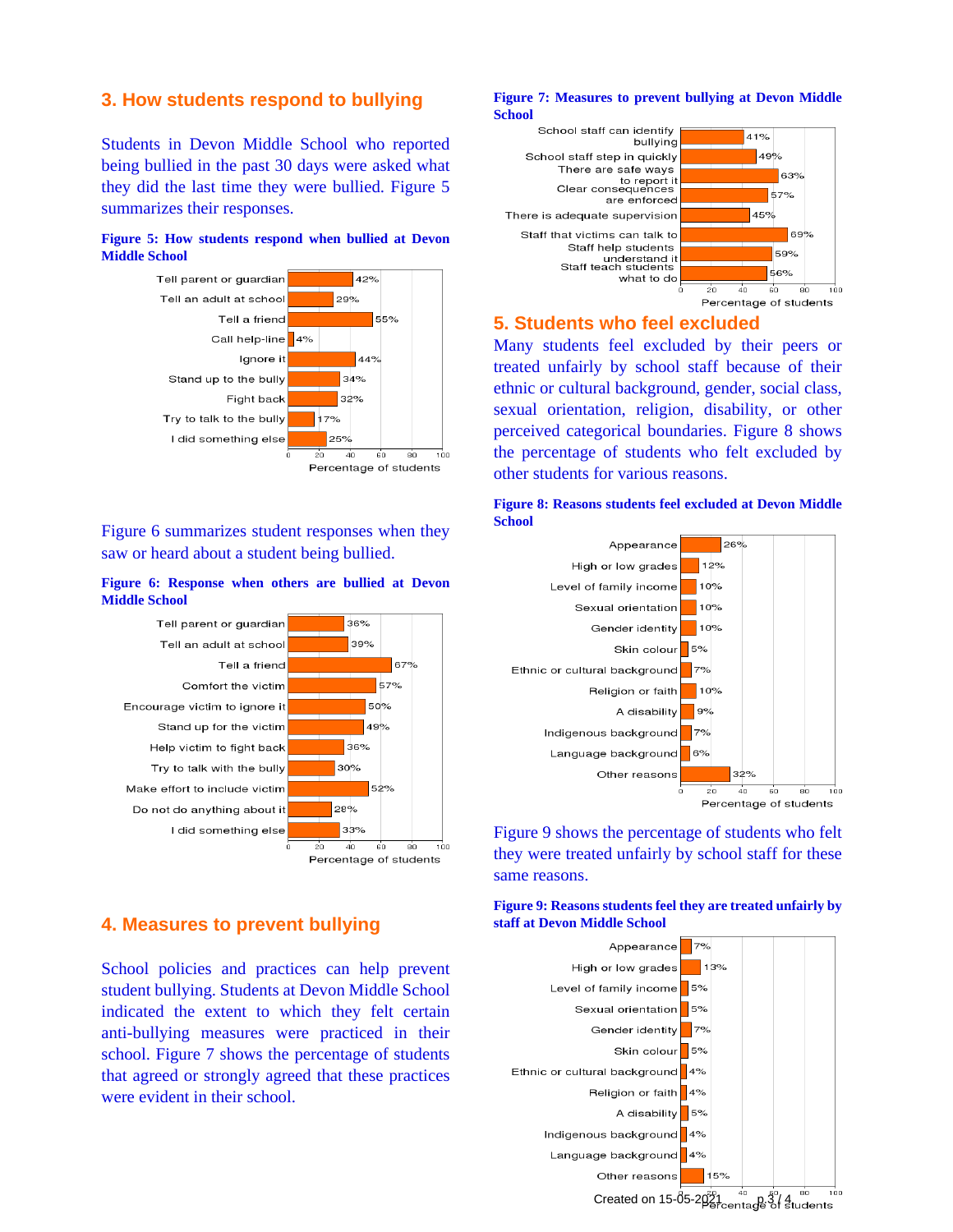## 3. How students respond to bullying

Students in Devon Middle School who reported being bullied in the past 30 days were asked what they did the last time they were bullied. Figure 5 summarizes their responses.

**Figure 5: How students respond when bullied at Devon Middle School**

| Response | Percentage of students |
|---|---|
| Tell parent or guardian | 42% |
| Tell an adult at school | 29% |
| Tell a friend | 55% |
| Call help-line | 4% |
| Ignore it | 44% |
| Stand up to the bully | 34% |
| Fight back | 32% |
| Try to talk to the bully | 17% |
| I did something else | 25% |

Figure 6 summarizes student responses when they saw or heard about a student being bullied.

**Figure 6: Response when others are bullied at Devon Middle School**

| Response | Percentage of students |
|---|---|
| Tell parent or guardian | 36% |
| Tell an adult at school | 39% |
| Tell a friend | 67% |
| Comfort the victim | 57% |
| Encourage victim to ignore it | 50% |
| Stand up for the victim | 49% |
| Help victim to fight back | 36% |
| Try to talk with the bully | 30% |
| Make effort to include victim | 52% |
| Do not do anything about it | 28% |
| I did something else | 33% |

## 4. Measures to prevent bullying

School policies and practices can help prevent student bullying. Students at Devon Middle School indicated the extent to which they felt certain anti-bullying measures were practiced in their school. Figure 7 shows the percentage of students that agreed or strongly agreed that these practices were evident in their school.

**Figure 7: Measures to prevent bullying at Devon Middle School**

| Measure | Percentage of students |
|---|---|
| School staff can identify bullying | 41% |
| School staff step in quickly | 49% |
| There are safe ways to report it | 63% |
| Clear consequences are enforced | 57% |
| There is adequate supervision | 45% |
| Staff that victims can talk to | 69% |
| Staff help students understand it | 59% |
| Staff teach students what to do | 56% |

## 5. Students who feel excluded

Many students feel excluded by their peers or treated unfairly by school staff because of their ethnic or cultural background, gender, social class, sexual orientation, religion, disability, or other perceived categorical boundaries. Figure 8 shows the percentage of students who felt excluded by other students for various reasons.

**Figure 8: Reasons students feel excluded at Devon Middle School**

| Reason | Percentage of students |
|---|---|
| Appearance | 26% |
| High or low grades | 12% |
| Level of family income | 10% |
| Sexual orientation | 10% |
| Gender identity | 10% |
| Skin colour | 5% |
| Ethnic or cultural background | 7% |
| Religion or faith | 10% |
| A disability | 9% |
| Indigenous background | 7% |
| Language background | 6% |
| Other reasons | 32% |

Figure 9 shows the percentage of students who felt they were treated unfairly by school staff for these same reasons.

**Figure 9: Reasons students feel they are treated unfairly by staff at Devon Middle School**

| Reason | Percentage of students |
|---|---|
| Appearance | 7% |
| High or low grades | 13% |
| Level of family income | 5% |
| Sexual orientation | 5% |
| Gender identity | 7% |
| Skin colour | 5% |
| Ethnic or cultural background | 4% |
| Religion or faith | 4% |
| A disability | 5% |
| Indigenous background | 4% |
| Language background | 4% |
| Other reasons | 15% |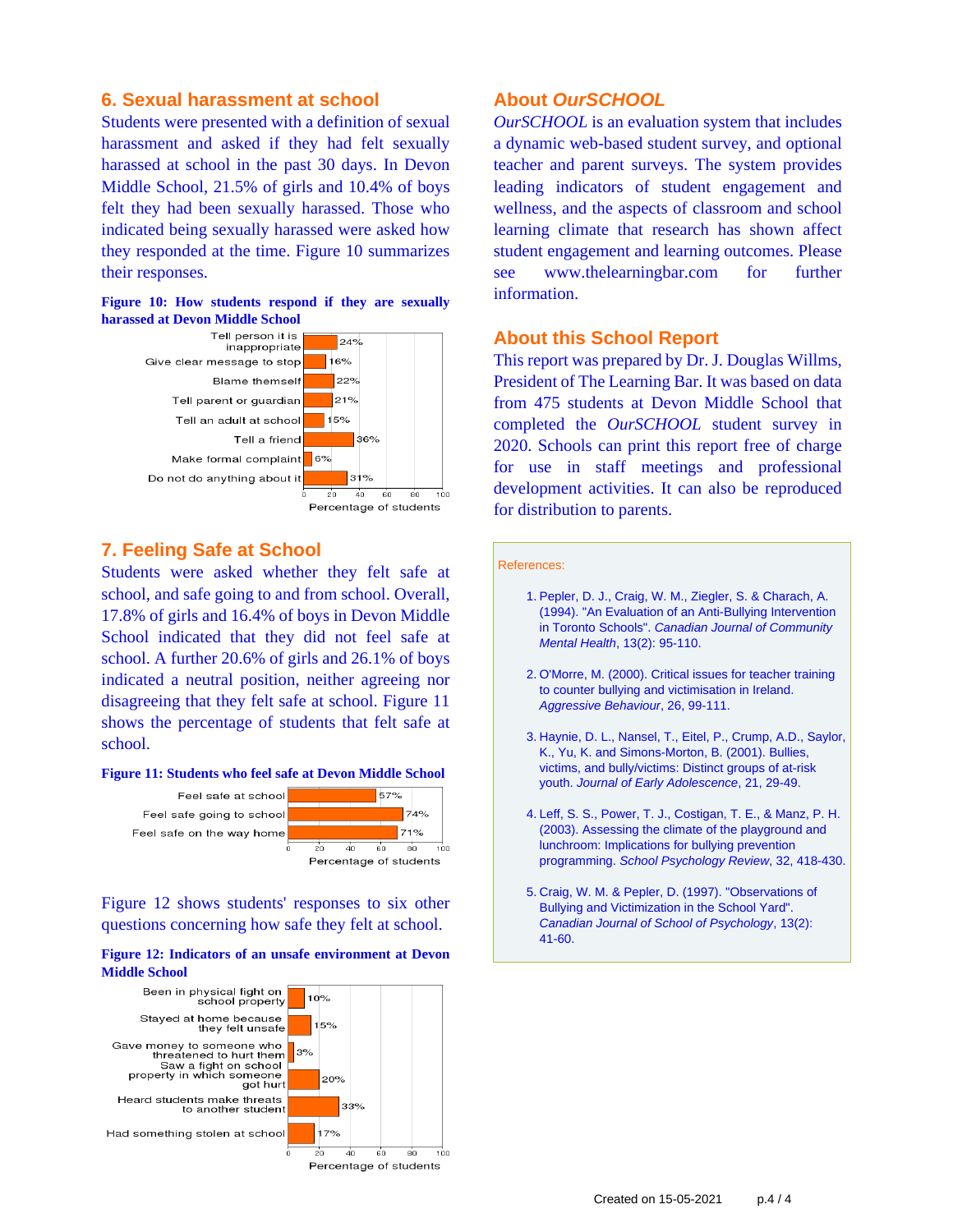## 6. Sexual harassment at school

Students were presented with a definition of sexual harassment and asked if they had felt sexually harassed at school in the past 30 days. In Devon Middle School, 21.5% of girls and 10.4% of boys felt they had been sexually harassed. Those who indicated being sexually harassed were asked how they responded at the time. Figure 10 summarizes their responses.

**Figure 10: How students respond if they are sexually harassed at Devon Middle School**

Tell person it is inappropriate 24%
Give clear message to stop 16%
Blame themself 22%
Tell parent or guardian 21%
Tell an adult at school 15%
Tell a friend 36%
Make formal complaint 6%
Do not do anything about it 31%
0 20 40 60 80 100
Percentage of students

## 7. Feeling Safe at School

Students were asked whether they felt safe at school, and safe going to and from school. Overall, 17.8% of girls and 16.4% of boys in Devon Middle School indicated that they did not feel safe at school. A further 20.6% of girls and 26.1% of boys indicated a neutral position, neither agreeing nor disagreeing that they felt safe at school. Figure 11 shows the percentage of students that felt safe at school.

**Figure 11: Students who feel safe at Devon Middle School**

Feel safe at school 57%
Feel safe going to school 74%
Feel safe on the way home 71%
0 20 40 60 80 100
Percentage of students

Figure 12 shows students' responses to six other questions concerning how safe they felt at school.

**Figure 12: Indicators of an unsafe environment at Devon Middle School**

Been in physical fight on school property 10%
Stayed at home because they felt unsafe 15%
Gave money to someone who threatened to hurt them 3%
Saw a fight on school property in which someone got hurt 20%
Heard students make threats to another student 33%
Had something stolen at school 17%
0 20 40 60 80 100
Percentage of students

## About *OurSCHOOL*

*OurSCHOOL* is an evaluation system that includes a dynamic web-based student survey, and optional teacher and parent surveys. The system provides leading indicators of student engagement and wellness, and the aspects of classroom and school learning climate that research has shown affect student engagement and learning outcomes. Please see www.thelearningbar.com for further information.

## About this School Report

This report was prepared by Dr. J. Douglas Willms, President of The Learning Bar. It was based on data from 475 students at Devon Middle School that completed the *OurSCHOOL* student survey in 2020. Schools can print this report free of charge for use in staff meetings and professional development activities. It can also be reproduced for distribution to parents.

References:

1. Pepler, D. J., Craig, W. M., Ziegler, S. & Charach, A. (1994). "An Evaluation of an Anti-Bullying Intervention in Toronto Schools". *Canadian Journal of Community Mental Health*, 13(2): 95-110.
2. O'Morre, M. (2000). Critical issues for teacher training to counter bullying and victimisation in Ireland. *Aggressive Behaviour*, 26, 99-111.
3. Haynie, D. L., Nansel, T., Eitel, P., Crump, A.D., Saylor, K., Yu, K. and Simons-Morton, B. (2001). Bullies, victims, and bully/victims: Distinct groups of at-risk youth. *Journal of Early Adolescence*, 21, 29-49.
4. Leff, S. S., Power, T. J., Costigan, T. E., & Manz, P. H. (2003). Assessing the climate of the playground and lunchroom: Implications for bullying prevention programming. *School Psychology Review*, 32, 418-430.
5. Craig, W. M. & Pepler, D. (1997). "Observations of Bullying and Victimization in the School Yard". *Canadian Journal of School of Psychology*, 13(2): 41-60.

Created on 15-05-2021